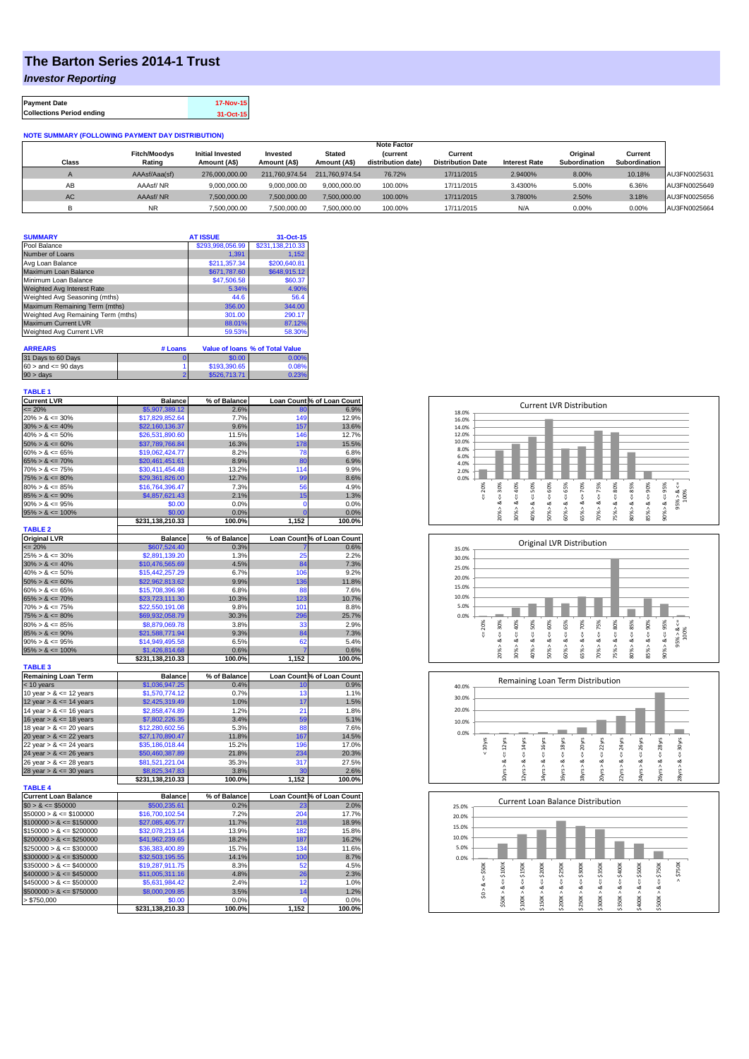# The Barton Series 2014-1 Trust

***Investor Reporting***

| Payment Date | 17-Nov-15 |
|---|---|
| Collections Period ending | 31-Oct-15 |

**NOTE SUMMARY (FOLLOWING PAYMENT DAY DISTRIBUTION)**

| Class | Fitch/Moodys Rating | Initial Invested Amount (A$) | Invested Amount (A$) | Stated Amount (A$) | Note Factor (current distribution date) | Current Distribution Date | Interest Rate | Original Subordination | Current Subordination | |
|---|---|---|---|---|---|---|---|---|---|---|
| A | AAAsf/Aaa(sf) | 276,000,000.00 | 211,760,974.54 | 211,760,974.54 | 76.72% | 17/11/2015 | 2.9400% | 8.00% | 10.18% | AU3FN0025631 |
| AB | AAAsf/ NR | 9,000,000.00 | 9,000,000.00 | 9,000,000.00 | 100.00% | 17/11/2015 | 3.4300% | 5.00% | 6.36% | AU3FN0025649 |
| AC | AAAsf/ NR | 7,500,000.00 | 7,500,000.00 | 7,500,000.00 | 100.00% | 17/11/2015 | 3.7800% | 2.50% | 3.18% | AU3FN0025656 |
| B | NR | 7,500,000.00 | 7,500,000.00 | 7,500,000.00 | 100.00% | 17/11/2015 | N/A | 0.00% | 0.00% | AU3FN0025664 |

| SUMMARY | AT ISSUE | 31-Oct-15 |
|---|---|---|
| Pool Balance | $293,998,056.99 | $231,138,210.33 |
| Number of Loans | 1,391 | 1,152 |
| Avg Loan Balance | $211,357.34 | $200,640.81 |
| Maximum Loan Balance | $671,787.60 | $648,915.12 |
| Minimum Loan Balance | $47,506.58 | $60.37 |
| Weighted Avg Interest Rate | 5.34% | 4.90% |
| Weighted Avg Seasoning (mths) | 44.6 | 56.4 |
| Maximum Remaining Term (mths) | 356.00 | 344.00 |
| Weighted Avg Remaining Term (mths) | 301.00 | 290.17 |
| Maximum Current LVR | 88.01% | 87.12% |
| Weighted Avg Current LVR | 59.53% | 58.30% |

| ARREARS | # Loans | Value of loans | % of Total Value |
|---|---|---|---|
| 31 Days to 60 Days | 0 | $0.00 | 0.00% |
| 60 > and <= 90 days | 1 | $193,390.65 | 0.08% |
| 90 > days | 2 | $526,713.71 | 0.23% |

**TABLE 1**

| Current LVR | Balance | % of Balance | Loan Count | % of Loan Count |
|---|---|---|---|---|
| <= 20% | $5,907,389.12 | 2.6% | 80 | 6.9% |
| 20% > & <= 30% | $17,829,852.64 | 7.7% | 149 | 12.9% |
| 30% > & <= 40% | $22,160,136.37 | 9.6% | 157 | 13.6% |
| 40% > & <= 50% | $26,531,890.60 | 11.5% | 146 | 12.7% |
| 50% > & <= 60% | $37,789,766.84 | 16.3% | 178 | 15.5% |
| 60% > & <= 65% | $19,062,424.77 | 8.2% | 78 | 6.8% |
| 65% > & <= 70% | $20,461,451.61 | 8.9% | 80 | 6.9% |
| 70% > & <= 75% | $30,411,454.48 | 13.2% | 114 | 9.9% |
| 75% > & <= 80% | $29,361,826.00 | 12.7% | 99 | 8.6% |
| 80% > & <= 85% | $16,764,396.47 | 7.3% | 56 | 4.9% |
| 85% > & <= 90% | $4,857,621.43 | 2.1% | 15 | 1.3% |
| 90% > & <= 95% | $0.00 | 0.0% | 0 | 0.0% |
| 95% > & <= 100% | $0.00 | 0.0% | 0 | 0.0% |
| | $231,138,210.33 | 100.0% | 1,152 | 100.0% |

**TABLE 2**

| Original LVR | Balance | % of Balance | Loan Count | % of Loan Count |
|---|---|---|---|---|
| <= 20% | $607,524.40 | 0.3% | 7 | 0.6% |
| 25% > & <= 30% | $2,891,139.20 | 1.3% | 25 | 2.2% |
| 30% > & <= 40% | $10,476,565.69 | 4.5% | 84 | 7.3% |
| 40% > & <= 50% | $15,442,257.29 | 6.7% | 106 | 9.2% |
| 50% > & <= 60% | $22,962,813.62 | 9.9% | 136 | 11.8% |
| 60% > & <= 65% | $15,708,396.98 | 6.8% | 88 | 7.6% |
| 65% > & <= 70% | $23,723,111.30 | 10.3% | 123 | 10.7% |
| 70% > & <= 75% | $22,550,191.08 | 9.8% | 101 | 8.8% |
| 75% > & <= 80% | $69,932,058.79 | 30.3% | 296 | 25.7% |
| 80% > & <= 85% | $8,879,069.78 | 3.8% | 33 | 2.9% |
| 85% > & <= 90% | $21,588,771.94 | 9.3% | 84 | 7.3% |
| 90% > & <= 95% | $14,949,495.58 | 6.5% | 62 | 5.4% |
| 95% > & <= 100% | $1,426,814.68 | 0.6% | 7 | 0.6% |
| | $231,138,210.33 | 100.0% | 1,152 | 100.0% |

**TABLE 3**

| Remaining Loan Term | Balance | % of Balance | Loan Count | % of Loan Count |
|---|---|---|---|---|
| < 10 years | $1,036,947.25 | 0.4% | 10 | 0.9% |
| 10 year > & <= 12 years | $1,570,774.12 | 0.7% | 13 | 1.1% |
| 12 year > & <= 14 years | $2,425,319.49 | 1.0% | 17 | 1.5% |
| 14 year > & <= 16 years | $2,858,474.89 | 1.2% | 21 | 1.8% |
| 16 year > & <= 18 years | $7,802,226.35 | 3.4% | 59 | 5.1% |
| 18 year > & <= 20 years | $12,280,602.56 | 5.3% | 88 | 7.6% |
| 20 year > & <= 22 years | $27,170,890.47 | 11.8% | 167 | 14.5% |
| 22 year > & <= 24 years | $35,186,018.44 | 15.2% | 196 | 17.0% |
| 24 year > & <= 26 years | $50,460,387.89 | 21.8% | 234 | 20.3% |
| 26 year > & <= 28 years | $81,521,221.04 | 35.3% | 317 | 27.5% |
| 28 year > & <= 30 years | $8,825,347.83 | 3.8% | 30 | 2.6% |
| | $231,138,210.33 | 100.0% | 1,152 | 100.0% |

**TABLE 4**

| Current Loan Balance | Balance | % of Balance | Loan Count | % of Loan Count |
|---|---|---|---|---|
| $0 > & <= $50000 | $500,235.61 | 0.2% | 23 | 2.0% |
| $50000 > & <= $100000 | $16,700,102.54 | 7.2% | 204 | 17.7% |
| $100000 > & <= $150000 | $27,085,405.77 | 11.7% | 218 | 18.9% |
| $150000 > & <= $200000 | $32,078,213.14 | 13.9% | 182 | 15.8% |
| $200000 > & <= $250000 | $41,962,239.65 | 18.2% | 187 | 16.2% |
| $250000 > & <= $300000 | $36,383,400.89 | 15.7% | 134 | 11.6% |
| $300000 > & <= $350000 | $32,503,195.55 | 14.1% | 100 | 8.7% |
| $350000 > & <= $400000 | $19,287,911.75 | 8.3% | 52 | 4.5% |
| $400000 > & <= $450000 | $11,005,311.16 | 4.8% | 26 | 2.3% |
| $450000 > & <= $500000 | $5,631,984.42 | 2.4% | 12 | 1.0% |
| $500000 > & <= $750000 | $8,000,209.85 | 3.5% | 14 | 1.2% |
| > $750,000 | $0.00 | 0.0% | 0 | 0.0% |
| | $231,138,210.33 | 100.0% | 1,152 | 100.0% |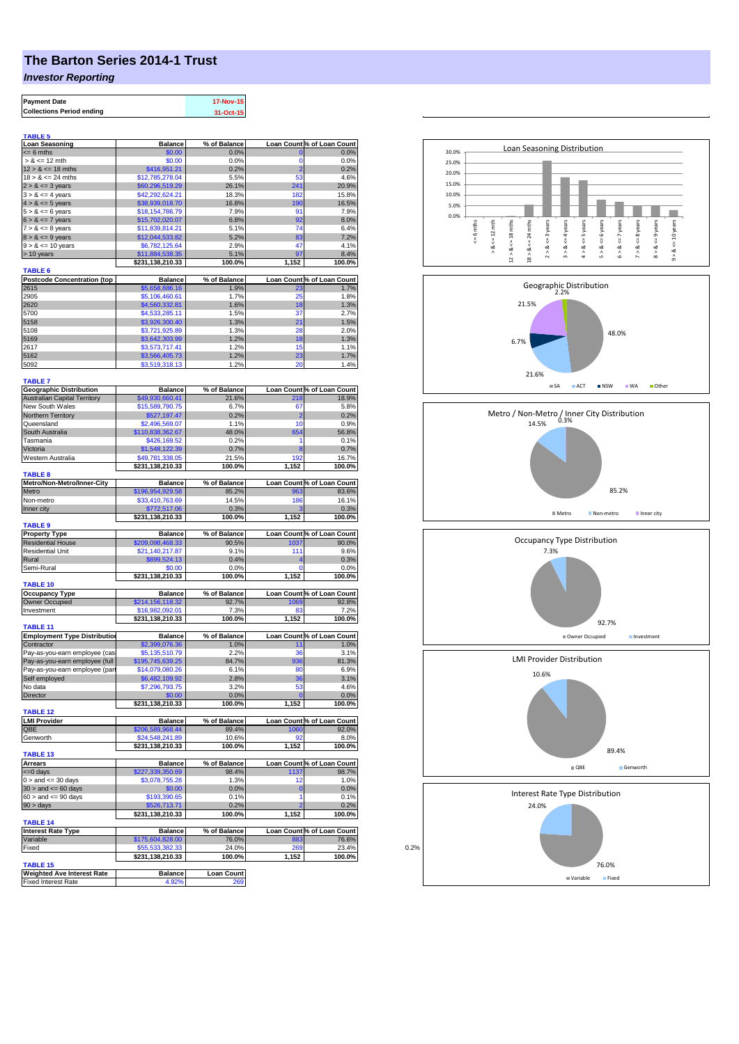# The Barton Series 2014-1 Trust

## *Investor Reporting*

| | |
|---|---|
| **Payment Date** | 17-Nov-15 |
| **Collections Period ending** | 31-Oct-15 |

**TABLE 5**

| Loan Seasoning | Balance | % of Balance | Loan Count | % of Loan Count |
|---|---|---|---|---|
| <= 6 mths | $0.00 | 0.0% | 0 | 0.0% |
| > & <= 12 mth | $0.00 | 0.0% | 0 | 0.0% |
| 12 > & <= 18 mths | $416,951.21 | 0.2% | 2 | 0.2% |
| 18 > & <= 24 mths | $12,785,278.04 | 5.5% | 53 | 4.6% |
| 2 > & <= 3 years | $60,296,519.29 | 26.1% | 241 | 20.9% |
| 3 > & <= 4 years | $42,292,624.21 | 18.3% | 182 | 15.8% |
| 4 > & <= 5 years | $38,939,018.70 | 16.8% | 190 | 16.5% |
| 5 > & <= 6 years | $18,154,786.79 | 7.9% | 91 | 7.9% |
| 6 > & <= 7 years | $15,702,020.07 | 6.8% | 92 | 8.0% |
| 7 > & <= 8 years | $11,839,814.21 | 5.1% | 74 | 6.4% |
| 8 > & <= 9 years | $12,044,533.82 | 5.2% | 83 | 7.2% |
| 9 > & <= 10 years | $6,782,125.64 | 2.9% | 47 | 4.1% |
| > 10 years | $11,884,538.35 | 5.1% | 97 | 8.4% |
| | $231,138,210.33 | 100.0% | 1,152 | 100.0% |

**TABLE 6**

| Postcode Concentration (top | Balance | % of Balance | Loan Count | % of Loan Count |
|---|---|---|---|---|
| 2615 | $5,658,886.16 | 1.9% | 23 | 1.7% |
| 2905 | $5,106,460.61 | 1.7% | 25 | 1.8% |
| 2620 | $4,560,332.81 | 1.6% | 18 | 1.3% |
| 5700 | $4,533,285.11 | 1.5% | 37 | 2.7% |
| 5158 | $3,926,300.40 | 1.3% | 21 | 1.5% |
| 5108 | $3,721,925.89 | 1.3% | 28 | 2.0% |
| 5169 | $3,642,303.99 | 1.2% | 18 | 1.3% |
| 2617 | $3,573,717.41 | 1.2% | 15 | 1.1% |
| 5162 | $3,566,405.73 | 1.2% | 23 | 1.7% |
| 5092 | $3,519,318.13 | 1.2% | 20 | 1.4% |

**TABLE 7**

| Geographic Distribution | Balance | % of Balance | Loan Count | % of Loan Count |
|---|---|---|---|---|
| Australian Capital Territory | $49,930,660.41 | 21.6% | 218 | 18.9% |
| New South Wales | $15,589,790.75 | 6.7% | 67 | 5.8% |
| Northern Territory | $527,197.47 | 0.2% | 2 | 0.2% |
| Queensland | $2,496,569.07 | 1.1% | 10 | 0.9% |
| South Australia | $110,838,362.67 | 48.0% | 654 | 56.8% |
| Tasmania | $426,169.52 | 0.2% | 1 | 0.1% |
| Victoria | $1,548,122.39 | 0.7% | 8 | 0.7% |
| Western Australia | $49,781,338.05 | 21.5% | 192 | 16.7% |
| | $231,138,210.33 | 100.0% | 1,152 | 100.0% |

**TABLE 8**

| Metro/Non-Metro/Inner-City | Balance | % of Balance | Loan Count | % of Loan Count |
|---|---|---|---|---|
| Metro | $196,954,929.58 | 85.2% | 963 | 83.6% |
| Non-metro | $33,410,763.69 | 14.5% | 186 | 16.1% |
| Inner city | $772,517.06 | 0.3% | 3 | 0.3% |
| | $231,138,210.33 | 100.0% | 1,152 | 100.0% |

**TABLE 9**

| Property Type | Balance | % of Balance | Loan Count | % of Loan Count |
|---|---|---|---|---|
| Residential House | $209,098,468.33 | 90.5% | 1037 | 90.0% |
| Residential Unit | $21,140,217.87 | 9.1% | 111 | 9.6% |
| Rural | $899,524.13 | 0.4% | 4 | 0.3% |
| Semi-Rural | $0.00 | 0.0% | 0 | 0.0% |
| | $231,138,210.33 | 100.0% | 1,152 | 100.0% |

**TABLE 10**

| Occupancy Type | Balance | % of Balance | Loan Count | % of Loan Count |
|---|---|---|---|---|
| Owner Occupied | $214,156,118.32 | 92.7% | 1069 | 92.8% |
| Investment | $16,982,092.01 | 7.3% | 83 | 7.2% |
| | $231,138,210.33 | 100.0% | 1,152 | 100.0% |

**TABLE 11**

| Employment Type Distributio | Balance | % of Balance | Loan Count | % of Loan Count |
|---|---|---|---|---|
| Contractor | $2,399,076.36 | 1.0% | 11 | 1.0% |
| Pay-as-you-earn employee (cas | $5,135,510.79 | 2.2% | 36 | 3.1% |
| Pay-as-you-earn employee (full | $195,745,639.25 | 84.7% | 936 | 81.3% |
| Pay-as-you-earn employee (part | $14,079,080.26 | 6.1% | 80 | 6.9% |
| Self employed | $6,482,109.92 | 2.8% | 36 | 3.1% |
| No data | $7,296,793.75 | 3.2% | 53 | 4.6% |
| Director | $0.00 | 0.0% | 0 | 0.0% |
| | $231,138,210.33 | 100.0% | 1,152 | 100.0% |

**TABLE 12**

| LMI Provider | Balance | % of Balance | Loan Count | % of Loan Count |
|---|---|---|---|---|
| QBE | $206,589,968.44 | 89.4% | 1060 | 92.0% |
| Genworth | $24,548,241.89 | 10.6% | 92 | 8.0% |
| | $231,138,210.33 | 100.0% | 1,152 | 100.0% |

**TABLE 13**

| Arrears | Balance | % of Balance | Loan Count | % of Loan Count |
|---|---|---|---|---|
| <=0 days | $227,339,350.69 | 98.4% | 1137 | 98.7% |
| 0 > and <= 30 days | $3,078,755.28 | 1.3% | 12 | 1.0% |
| 30 > and <= 60 days | $0.00 | 0.0% | 0 | 0.0% |
| 60 > and <= 90 days | $193,390.65 | 0.1% | 1 | 0.1% |
| 90 > days | $526,713.71 | 0.2% | 2 | 0.2% |
| | $231,138,210.33 | 100.0% | 1,152 | 100.0% |

**TABLE 14**

| Interest Rate Type | Balance | % of Balance | Loan Count | % of Loan Count |
|---|---|---|---|---|
| Variable | $175,604,828.00 | 76.0% | 883 | 76.6% |
| Fixed | $55,533,382.33 | 24.0% | 269 | 23.4% |
| | $231,138,210.33 | 100.0% | 1,152 | 100.0% |

0.2%

**TABLE 15**

| Weighted Ave Interest Rate | Balance | Loan Count |
|---|---|---|
| Fixed Interest Rate | 4.92% | 269 |

Loan Seasoning Distribution
30.0%
25.0%
20.0%
15.0%
10.0%
5.0%
0.0%
<= 6 mths
> & <= 12 mth
12 > & <= 18 mths
18 > & <= 24 mths
2 > & <= 3 years
3 > & <= 4 years
4 > & <= 5 years
5 > & <= 6 years
6 > & <= 7 years
7 > & <= 8 years
8 > & <= 9 years
9 > & <= 10 years

Geographic Distribution
2.2%
21.5%
48.0%
6.7%
21.6%
SA ACT NSW WA Other

Metro / Non-Metro / Inner City Distribution
0.3%
14.5%
85.2%
Metro Non-metro Inner city

Occupancy Type Distribution
7.3%
92.7%
Owner Occupied Investment

LMI Provider Distribution
10.6%
89.4%
QBE Genworth

Interest Rate Type Distribution
24.0%
76.0%
Variable Fixed